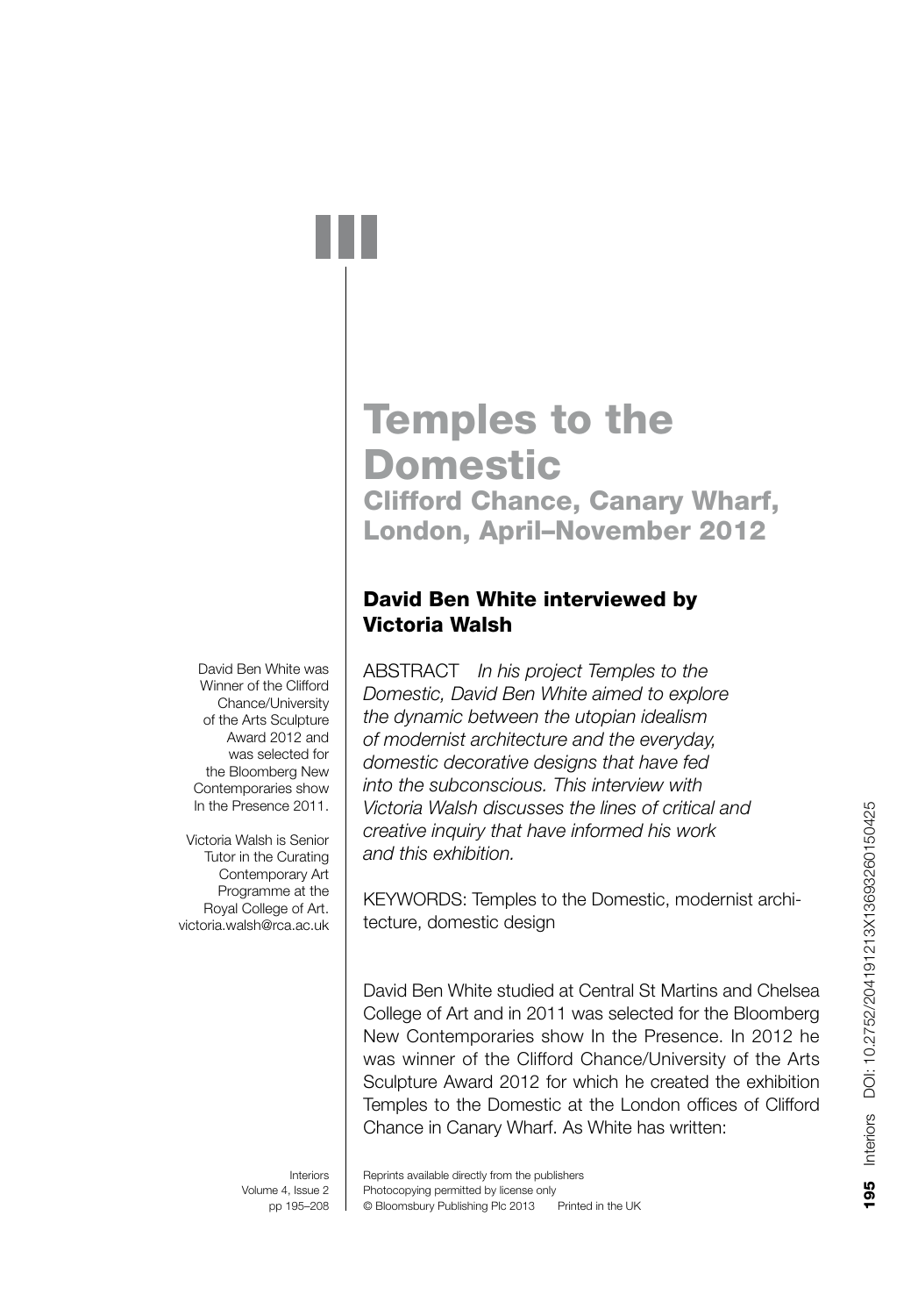# Temples to the Domestic

## Clifford Chance, Canary Wharf, London, April–November 2012

### David Ben White interviewed by Victoria Walsh

David Ben White was Winner of the Clifford Chance/University of the Arts Sculpture Award 2012 and was selected for the Bloomberg New Contemporaries show In the Presence 2011.

Victoria Walsh is Senior Tutor in the Curating Contemporary Art Programme at the Royal College of Art. victoria.walsh@rca.ac.uk

ABSTRACT *In his project Temples to the Domestic, David Ben White aimed to explore the dynamic between the utopian idealism of modernist architecture and the everyday, domestic decorative designs that have fed into the subconscious. This interview with Victoria Walsh discusses the lines of critical and creative inquiry that have informed his work and this exhibition.*

KEYWORDS: Temples to the Domestic, modernist architecture, domestic design

David Ben White studied at Central St Martins and Chelsea College of Art and in 2011 was selected for the Bloomberg New Contemporaries show In the Presence. In 2012 he was winner of the Clifford Chance/University of the Arts Sculpture Award 2012 for which he created the exhibition Temples to the Domestic at the London offices of Clifford Chance in Canary Wharf. As White has written:

Reprints available directly from the publishers
Photocopying permitted by license only
© Bloomsbury Publishing Plc 2013 Printed in the UK

DOI: 10.2752/204191213X13693260150425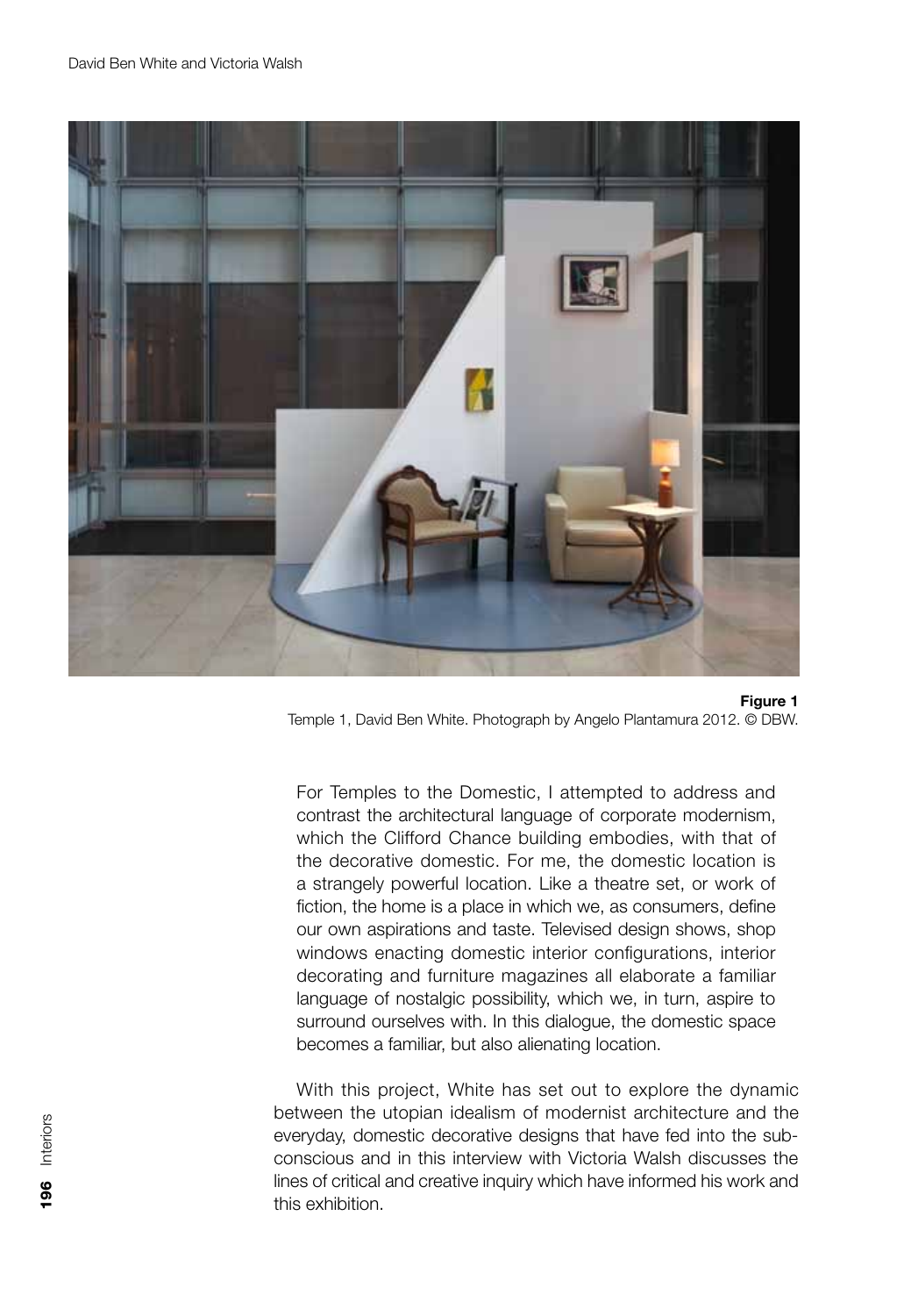**Figure 1**
Temple 1, David Ben White. Photograph by Angelo Plantamura 2012. © DBW.

For Temples to the Domestic, I attempted to address and contrast the architectural language of corporate modernism, which the Clifford Chance building embodies, with that of the decorative domestic. For me, the domestic location is a strangely powerful location. Like a theatre set, or work of fiction, the home is a place in which we, as consumers, define our own aspirations and taste. Televised design shows, shop windows enacting domestic interior configurations, interior decorating and furniture magazines all elaborate a familiar language of nostalgic possibility, which we, in turn, aspire to surround ourselves with. In this dialogue, the domestic space becomes a familiar, but also alienating location.

With this project, White has set out to explore the dynamic between the utopian idealism of modernist architecture and the everyday, domestic decorative designs that have fed into the subconscious and in this interview with Victoria Walsh discusses the lines of critical and creative inquiry which have informed his work and this exhibition.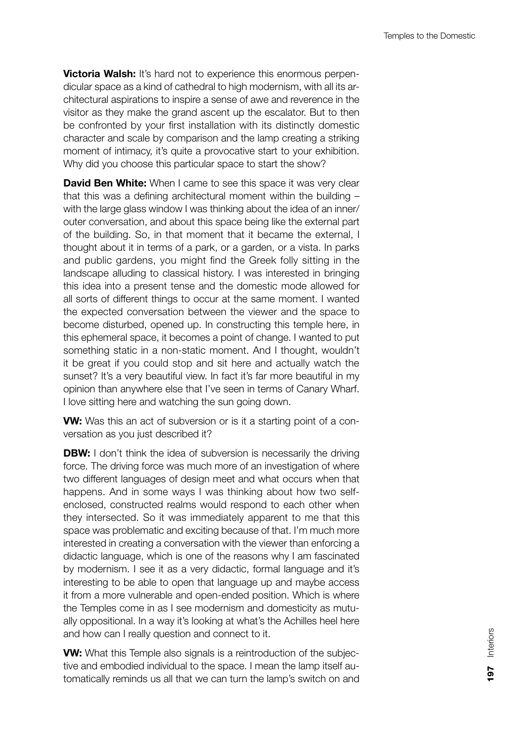**Victoria Walsh:** It's hard not to experience this enormous perpendicular space as a kind of cathedral to high modernism, with all its architectural aspirations to inspire a sense of awe and reverence in the visitor as they make the grand ascent up the escalator. But to then be confronted by your first installation with its distinctly domestic character and scale by comparison and the lamp creating a striking moment of intimacy, it's quite a provocative start to your exhibition. Why did you choose this particular space to start the show?

**David Ben White:** When I came to see this space it was very clear that this was a defining architectural moment within the building – with the large glass window I was thinking about the idea of an inner/outer conversation, and about this space being like the external part of the building. So, in that moment that it became the external, I thought about it in terms of a park, or a garden, or a vista. In parks and public gardens, you might find the Greek folly sitting in the landscape alluding to classical history. I was interested in bringing this idea into a present tense and the domestic mode allowed for all sorts of different things to occur at the same moment. I wanted the expected conversation between the viewer and the space to become disturbed, opened up. In constructing this temple here, in this ephemeral space, it becomes a point of change. I wanted to put something static in a non-static moment. And I thought, wouldn't it be great if you could stop and sit here and actually watch the sunset? It's a very beautiful view. In fact it's far more beautiful in my opinion than anywhere else that I've seen in terms of Canary Wharf. I love sitting here and watching the sun going down.

**VW:** Was this an act of subversion or is it a starting point of a conversation as you just described it?

**DBW:** I don't think the idea of subversion is necessarily the driving force. The driving force was much more of an investigation of where two different languages of design meet and what occurs when that happens. And in some ways I was thinking about how two self-enclosed, constructed realms would respond to each other when they intersected. So it was immediately apparent to me that this space was problematic and exciting because of that. I'm much more interested in creating a conversation with the viewer than enforcing a didactic language, which is one of the reasons why I am fascinated by modernism. I see it as a very didactic, formal language and it's interesting to be able to open that language up and maybe access it from a more vulnerable and open-ended position. Which is where the Temples come in as I see modernism and domesticity as mutually oppositional. In a way it's looking at what's the Achilles heel here and how can I really question and connect to it.

**VW:** What this Temple also signals is a reintroduction of the subjective and embodied individual to the space. I mean the lamp itself automatically reminds us all that we can turn the lamp's switch on and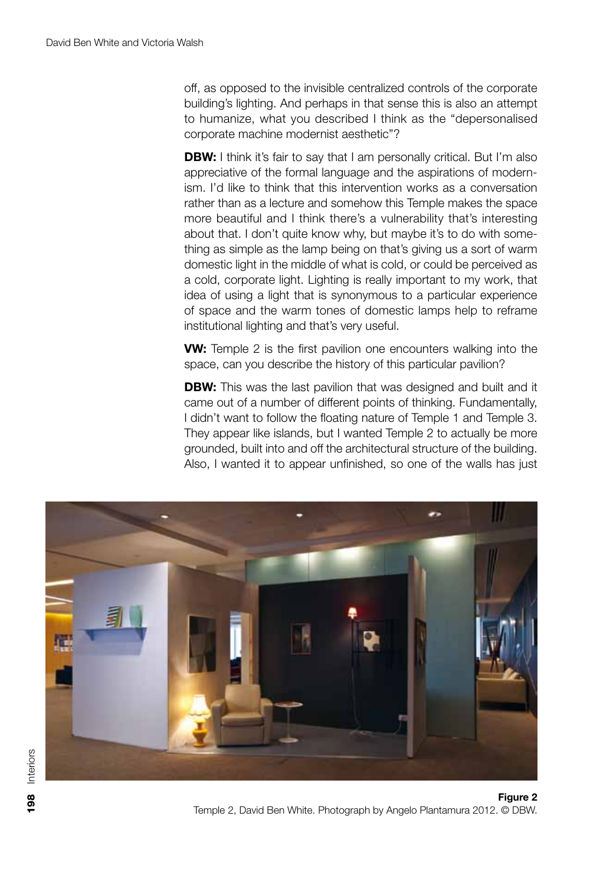off, as opposed to the invisible centralized controls of the corporate building's lighting. And perhaps in that sense this is also an attempt to humanize, what you described I think as the "depersonalised corporate machine modernist aesthetic"?

**DBW:** I think it's fair to say that I am personally critical. But I'm also appreciative of the formal language and the aspirations of modernism. I'd like to think that this intervention works as a conversation rather than as a lecture and somehow this Temple makes the space more beautiful and I think there's a vulnerability that's interesting about that. I don't quite know why, but maybe it's to do with something as simple as the lamp being on that's giving us a sort of warm domestic light in the middle of what is cold, or could be perceived as a cold, corporate light. Lighting is really important to my work, that idea of using a light that is synonymous to a particular experience of space and the warm tones of domestic lamps help to reframe institutional lighting and that's very useful.

**VW:** Temple 2 is the first pavilion one encounters walking into the space, can you describe the history of this particular pavilion?

**DBW:** This was the last pavilion that was designed and built and it came out of a number of different points of thinking. Fundamentally, I didn't want to follow the floating nature of Temple 1 and Temple 3. They appear like islands, but I wanted Temple 2 to actually be more grounded, built into and off the architectural structure of the building. Also, I wanted it to appear unfinished, so one of the walls has just

**Figure 2**
Temple 2, David Ben White. Photograph by Angelo Plantamura 2012. © DBW.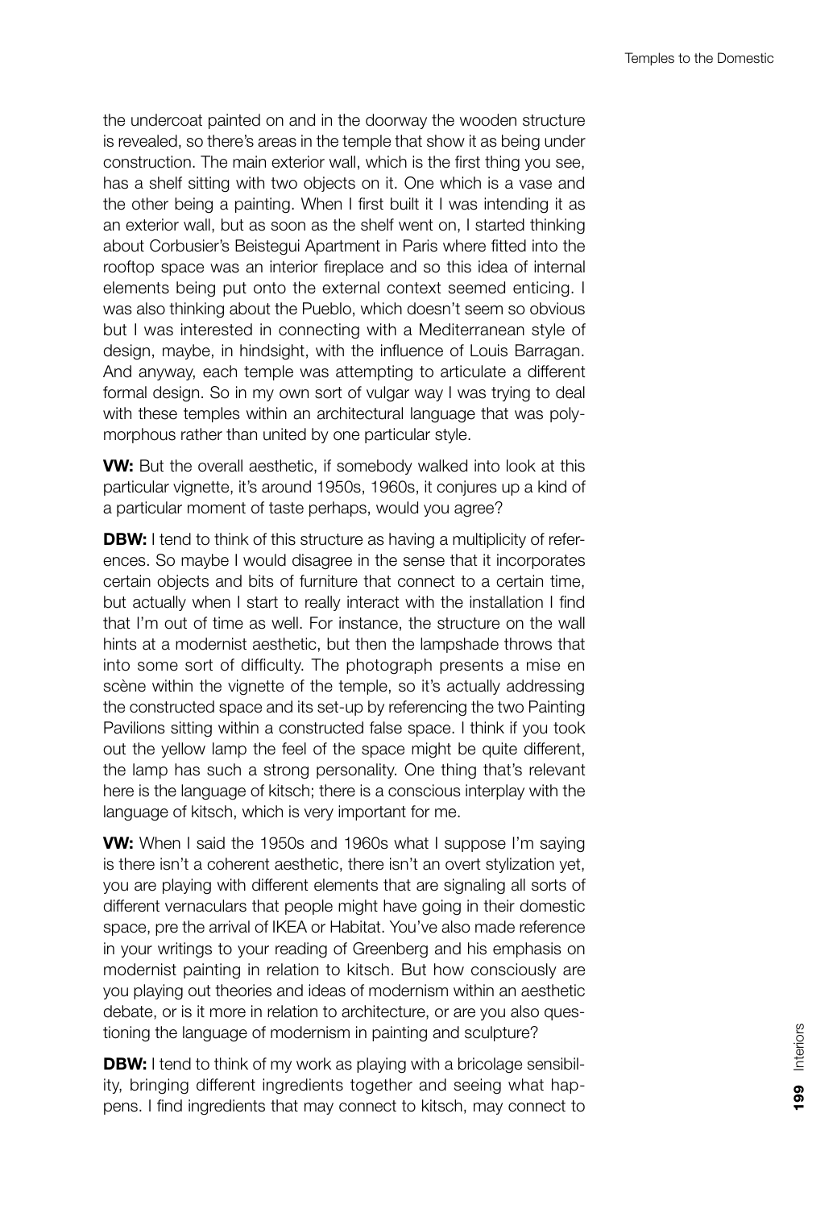the undercoat painted on and in the doorway the wooden structure is revealed, so there's areas in the temple that show it as being under construction. The main exterior wall, which is the first thing you see, has a shelf sitting with two objects on it. One which is a vase and the other being a painting. When I first built it I was intending it as an exterior wall, but as soon as the shelf went on, I started thinking about Corbusier's Beistegui Apartment in Paris where fitted into the rooftop space was an interior fireplace and so this idea of internal elements being put onto the external context seemed enticing. I was also thinking about the Pueblo, which doesn't seem so obvious but I was interested in connecting with a Mediterranean style of design, maybe, in hindsight, with the influence of Louis Barragan. And anyway, each temple was attempting to articulate a different formal design. So in my own sort of vulgar way I was trying to deal with these temples within an architectural language that was polymorphous rather than united by one particular style.

**VW:** But the overall aesthetic, if somebody walked into look at this particular vignette, it's around 1950s, 1960s, it conjures up a kind of a particular moment of taste perhaps, would you agree?

**DBW:** I tend to think of this structure as having a multiplicity of references. So maybe I would disagree in the sense that it incorporates certain objects and bits of furniture that connect to a certain time, but actually when I start to really interact with the installation I find that I'm out of time as well. For instance, the structure on the wall hints at a modernist aesthetic, but then the lampshade throws that into some sort of difficulty. The photograph presents a mise en scène within the vignette of the temple, so it's actually addressing the constructed space and its set-up by referencing the two Painting Pavilions sitting within a constructed false space. I think if you took out the yellow lamp the feel of the space might be quite different, the lamp has such a strong personality. One thing that's relevant here is the language of kitsch; there is a conscious interplay with the language of kitsch, which is very important for me.

**VW:** When I said the 1950s and 1960s what I suppose I'm saying is there isn't a coherent aesthetic, there isn't an overt stylization yet, you are playing with different elements that are signaling all sorts of different vernaculars that people might have going in their domestic space, pre the arrival of IKEA or Habitat. You've also made reference in your writings to your reading of Greenberg and his emphasis on modernist painting in relation to kitsch. But how consciously are you playing out theories and ideas of modernism within an aesthetic debate, or is it more in relation to architecture, or are you also questioning the language of modernism in painting and sculpture?

**DBW:** I tend to think of my work as playing with a bricolage sensibility, bringing different ingredients together and seeing what happens. I find ingredients that may connect to kitsch, may connect to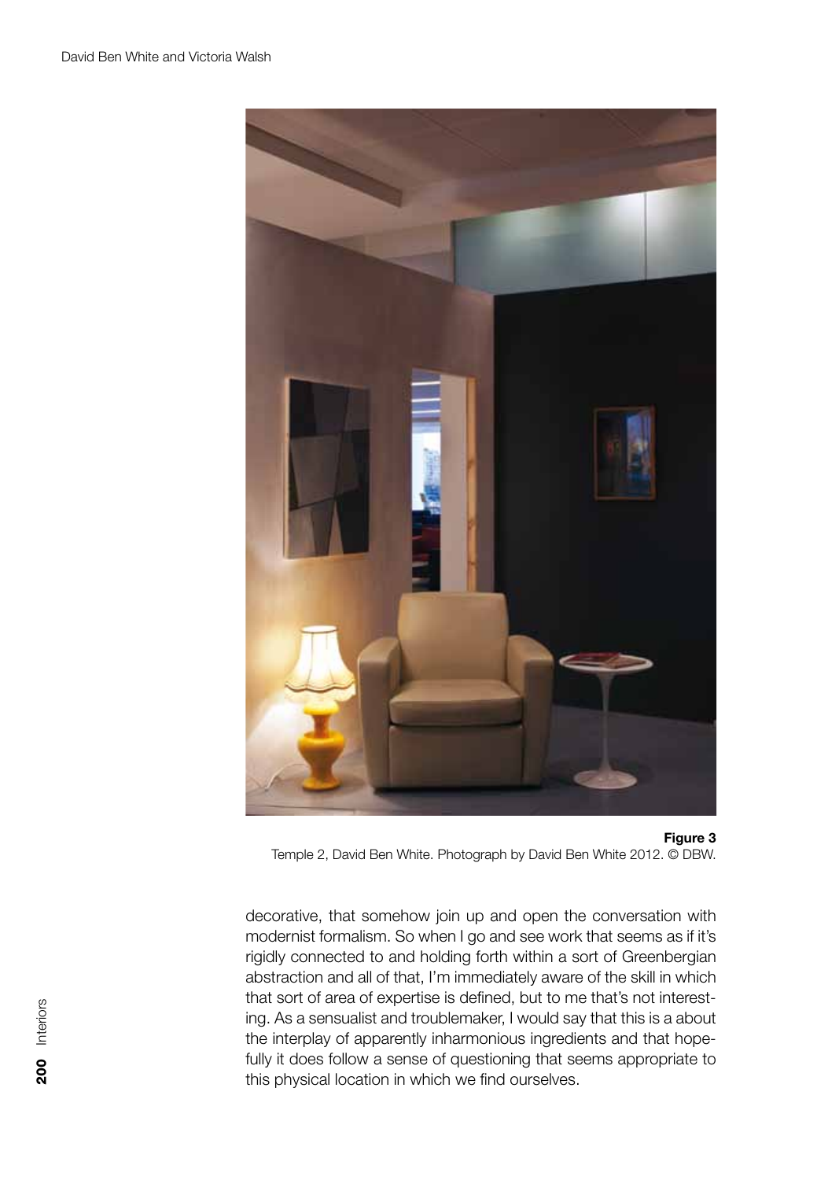**Figure 3**
Temple 2, David Ben White. Photograph by David Ben White 2012. © DBW.

decorative, that somehow join up and open the conversation with modernist formalism. So when I go and see work that seems as if it's rigidly connected to and holding forth within a sort of Greenbergian abstraction and all of that, I'm immediately aware of the skill in which that sort of area of expertise is defined, but to me that's not interesting. As a sensualist and troublemaker, I would say that this is a about the interplay of apparently inharmonious ingredients and that hopefully it does follow a sense of questioning that seems appropriate to this physical location in which we find ourselves.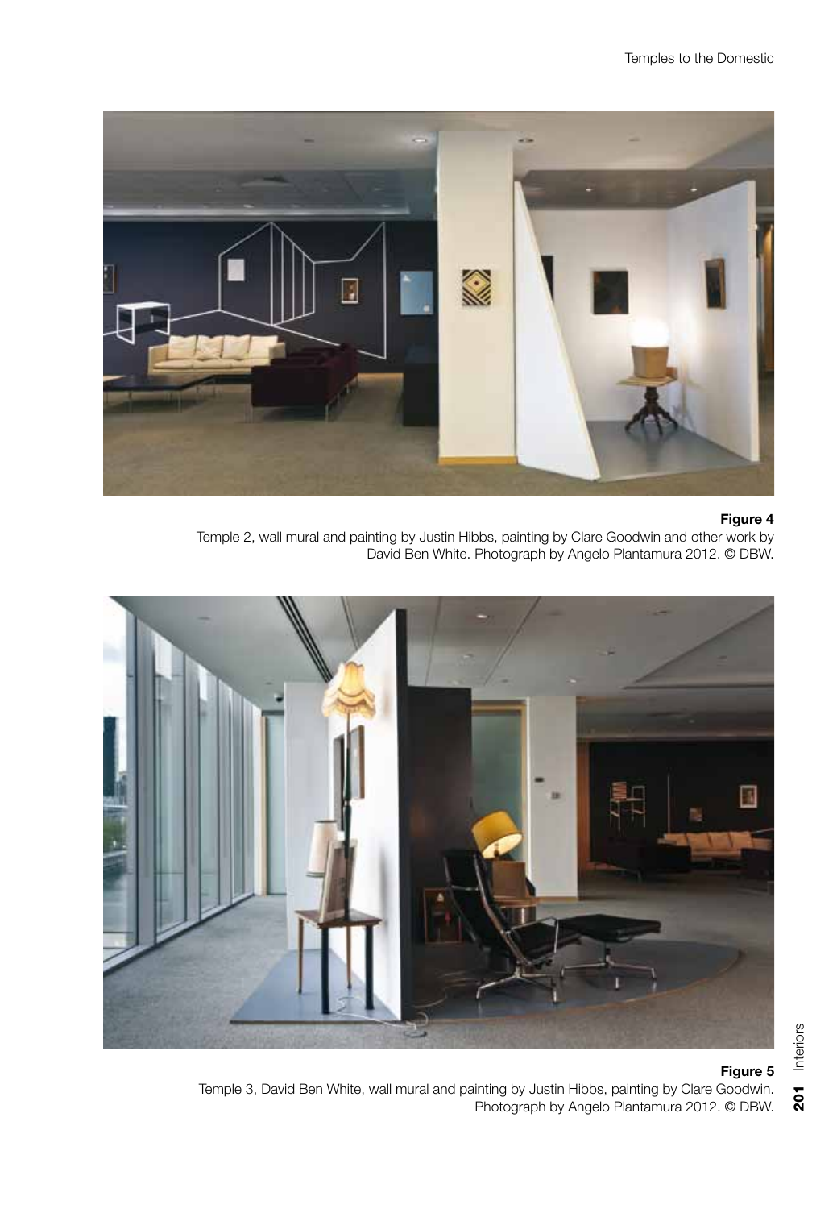**Figure 4**

Temple 2, wall mural and painting by Justin Hibbs, painting by Clare Goodwin and other work by David Ben White. Photograph by Angelo Plantamura 2012. © DBW.

**Figure 5**

Temple 3, David Ben White, wall mural and painting by Justin Hibbs, painting by Clare Goodwin. Photograph by Angelo Plantamura 2012. © DBW.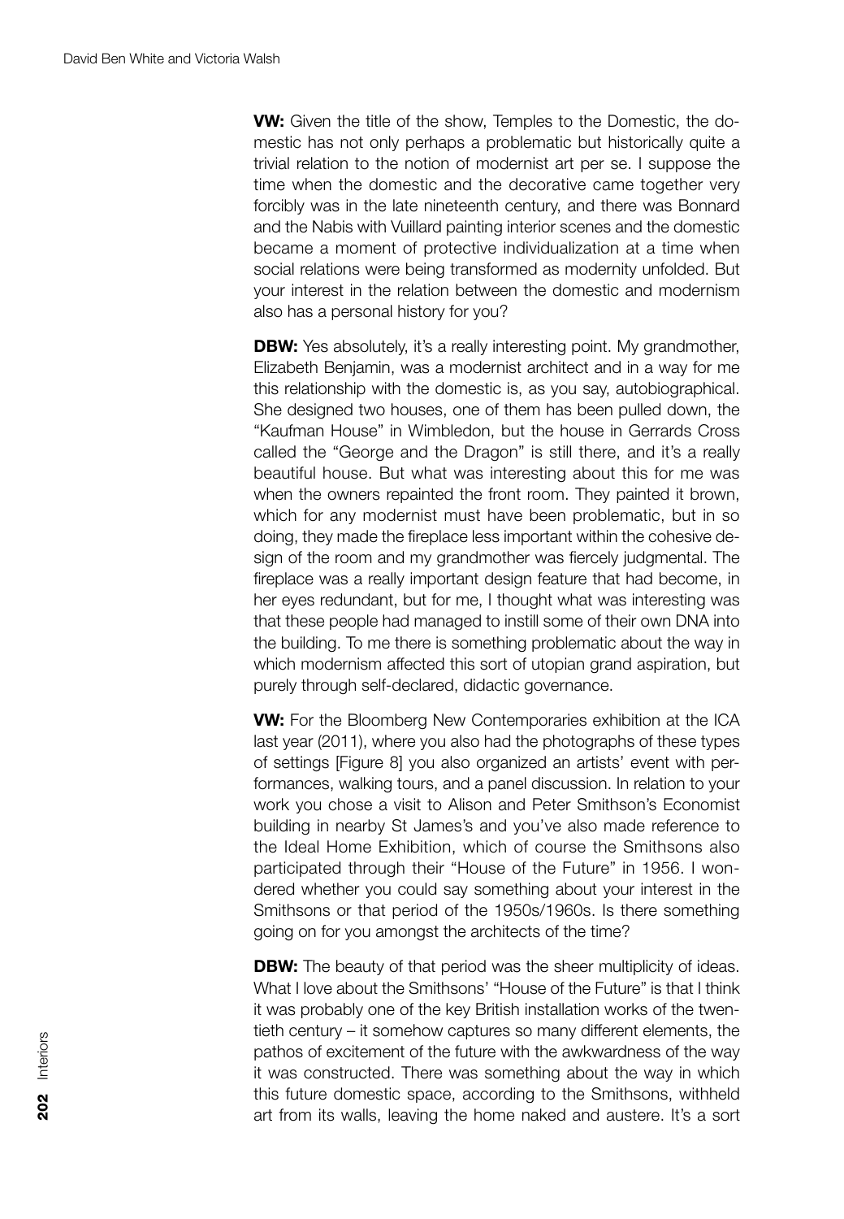**VW:** Given the title of the show, Temples to the Domestic, the domestic has not only perhaps a problematic but historically quite a trivial relation to the notion of modernist art per se. I suppose the time when the domestic and the decorative came together very forcibly was in the late nineteenth century, and there was Bonnard and the Nabis with Vuillard painting interior scenes and the domestic became a moment of protective individualization at a time when social relations were being transformed as modernity unfolded. But your interest in the relation between the domestic and modernism also has a personal history for you?

**DBW:** Yes absolutely, it's a really interesting point. My grandmother, Elizabeth Benjamin, was a modernist architect and in a way for me this relationship with the domestic is, as you say, autobiographical. She designed two houses, one of them has been pulled down, the "Kaufman House" in Wimbledon, but the house in Gerrards Cross called the "George and the Dragon" is still there, and it's a really beautiful house. But what was interesting about this for me was when the owners repainted the front room. They painted it brown, which for any modernist must have been problematic, but in so doing, they made the fireplace less important within the cohesive design of the room and my grandmother was fiercely judgmental. The fireplace was a really important design feature that had become, in her eyes redundant, but for me, I thought what was interesting was that these people had managed to instill some of their own DNA into the building. To me there is something problematic about the way in which modernism affected this sort of utopian grand aspiration, but purely through self-declared, didactic governance.

**VW:** For the Bloomberg New Contemporaries exhibition at the ICA last year (2011), where you also had the photographs of these types of settings [Figure 8] you also organized an artists' event with performances, walking tours, and a panel discussion. In relation to your work you chose a visit to Alison and Peter Smithson's Economist building in nearby St James's and you've also made reference to the Ideal Home Exhibition, which of course the Smithsons also participated through their "House of the Future" in 1956. I wondered whether you could say something about your interest in the Smithsons or that period of the 1950s/1960s. Is there something going on for you amongst the architects of the time?

**DBW:** The beauty of that period was the sheer multiplicity of ideas. What I love about the Smithsons' "House of the Future" is that I think it was probably one of the key British installation works of the twentieth century – it somehow captures so many different elements, the pathos of excitement of the future with the awkwardness of the way it was constructed. There was something about the way in which this future domestic space, according to the Smithsons, withheld art from its walls, leaving the home naked and austere. It's a sort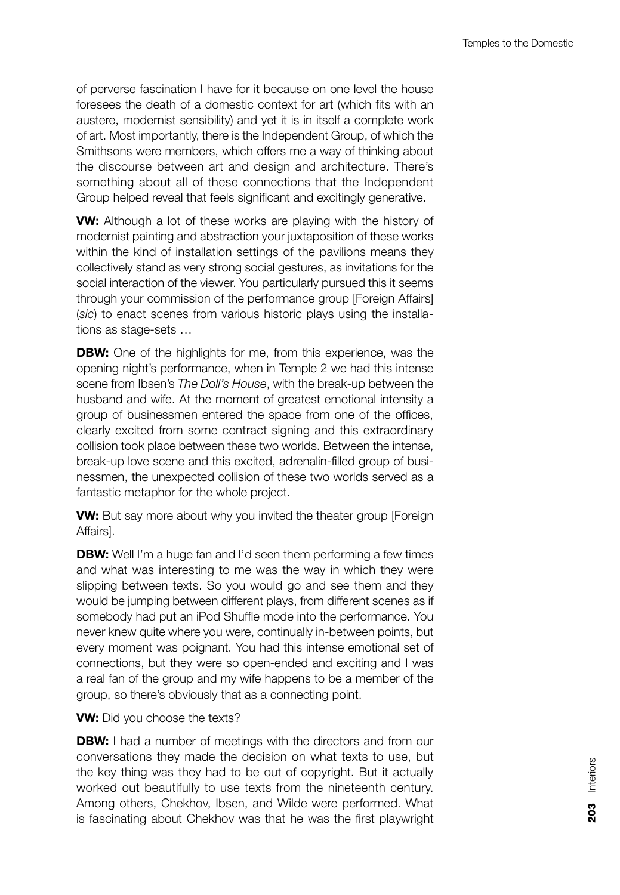of perverse fascination I have for it because on one level the house foresees the death of a domestic context for art (which fits with an austere, modernist sensibility) and yet it is in itself a complete work of art. Most importantly, there is the Independent Group, of which the Smithsons were members, which offers me a way of thinking about the discourse between art and design and architecture. There's something about all of these connections that the Independent Group helped reveal that feels significant and excitingly generative.

**VW:** Although a lot of these works are playing with the history of modernist painting and abstraction your juxtaposition of these works within the kind of installation settings of the pavilions means they collectively stand as very strong social gestures, as invitations for the social interaction of the viewer. You particularly pursued this it seems through your commission of the performance group [Foreign Affairs] (*sic*) to enact scenes from various historic plays using the installations as stage-sets …

**DBW:** One of the highlights for me, from this experience, was the opening night's performance, when in Temple 2 we had this intense scene from Ibsen's *The Doll's House*, with the break-up between the husband and wife. At the moment of greatest emotional intensity a group of businessmen entered the space from one of the offices, clearly excited from some contract signing and this extraordinary collision took place between these two worlds. Between the intense, break-up love scene and this excited, adrenalin-filled group of businessmen, the unexpected collision of these two worlds served as a fantastic metaphor for the whole project.

**VW:** But say more about why you invited the theater group [Foreign Affairs].

**DBW:** Well I'm a huge fan and I'd seen them performing a few times and what was interesting to me was the way in which they were slipping between texts. So you would go and see them and they would be jumping between different plays, from different scenes as if somebody had put an iPod Shuffle mode into the performance. You never knew quite where you were, continually in-between points, but every moment was poignant. You had this intense emotional set of connections, but they were so open-ended and exciting and I was a real fan of the group and my wife happens to be a member of the group, so there's obviously that as a connecting point.

**VW:** Did you choose the texts?

**DBW:** I had a number of meetings with the directors and from our conversations they made the decision on what texts to use, but the key thing was they had to be out of copyright. But it actually worked out beautifully to use texts from the nineteenth century. Among others, Chekhov, Ibsen, and Wilde were performed. What is fascinating about Chekhov was that he was the first playwright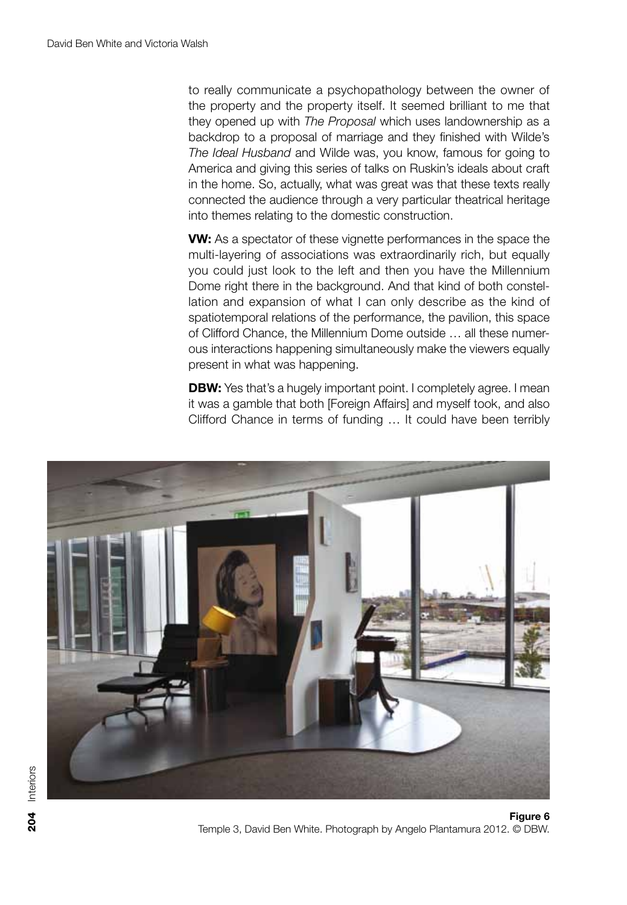to really communicate a psychopathology between the owner of the property and the property itself. It seemed brilliant to me that they opened up with *The Proposal* which uses landownership as a backdrop to a proposal of marriage and they finished with Wilde's *The Ideal Husband* and Wilde was, you know, famous for going to America and giving this series of talks on Ruskin's ideals about craft in the home. So, actually, what was great was that these texts really connected the audience through a very particular theatrical heritage into themes relating to the domestic construction.

**VW:** As a spectator of these vignette performances in the space the multi-layering of associations was extraordinarily rich, but equally you could just look to the left and then you have the Millennium Dome right there in the background. And that kind of both constellation and expansion of what I can only describe as the kind of spatiotemporal relations of the performance, the pavilion, this space of Clifford Chance, the Millennium Dome outside … all these numerous interactions happening simultaneously make the viewers equally present in what was happening.

**DBW:** Yes that's a hugely important point. I completely agree. I mean it was a gamble that both [Foreign Affairs] and myself took, and also Clifford Chance in terms of funding … It could have been terribly

**Figure 6**
Temple 3, David Ben White. Photograph by Angelo Plantamura 2012. © DBW.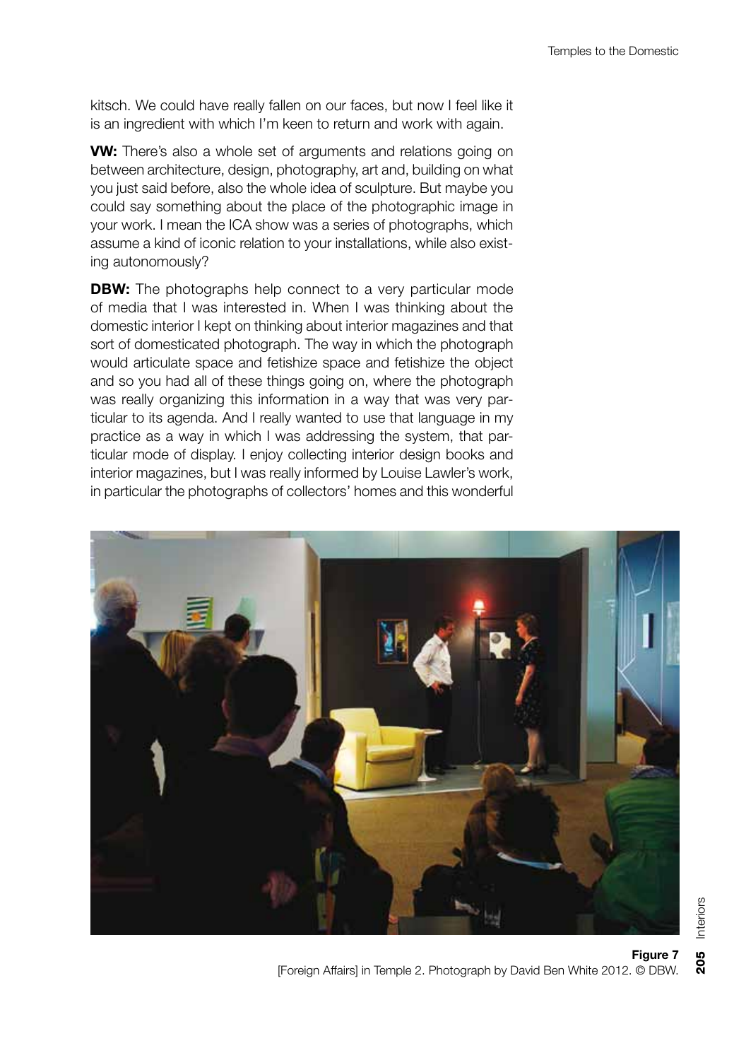kitsch. We could have really fallen on our faces, but now I feel like it is an ingredient with which I'm keen to return and work with again.

**VW:** There's also a whole set of arguments and relations going on between architecture, design, photography, art and, building on what you just said before, also the whole idea of sculpture. But maybe you could say something about the place of the photographic image in your work. I mean the ICA show was a series of photographs, which assume a kind of iconic relation to your installations, while also existing autonomously?

**DBW:** The photographs help connect to a very particular mode of media that I was interested in. When I was thinking about the domestic interior I kept on thinking about interior magazines and that sort of domesticated photograph. The way in which the photograph would articulate space and fetishize space and fetishize the object and so you had all of these things going on, where the photograph was really organizing this information in a way that was very particular to its agenda. And I really wanted to use that language in my practice as a way in which I was addressing the system, that particular mode of display. I enjoy collecting interior design books and interior magazines, but I was really informed by Louise Lawler's work, in particular the photographs of collectors' homes and this wonderful

**Figure 7**
[Foreign Affairs] in Temple 2. Photograph by David Ben White 2012. © DBW.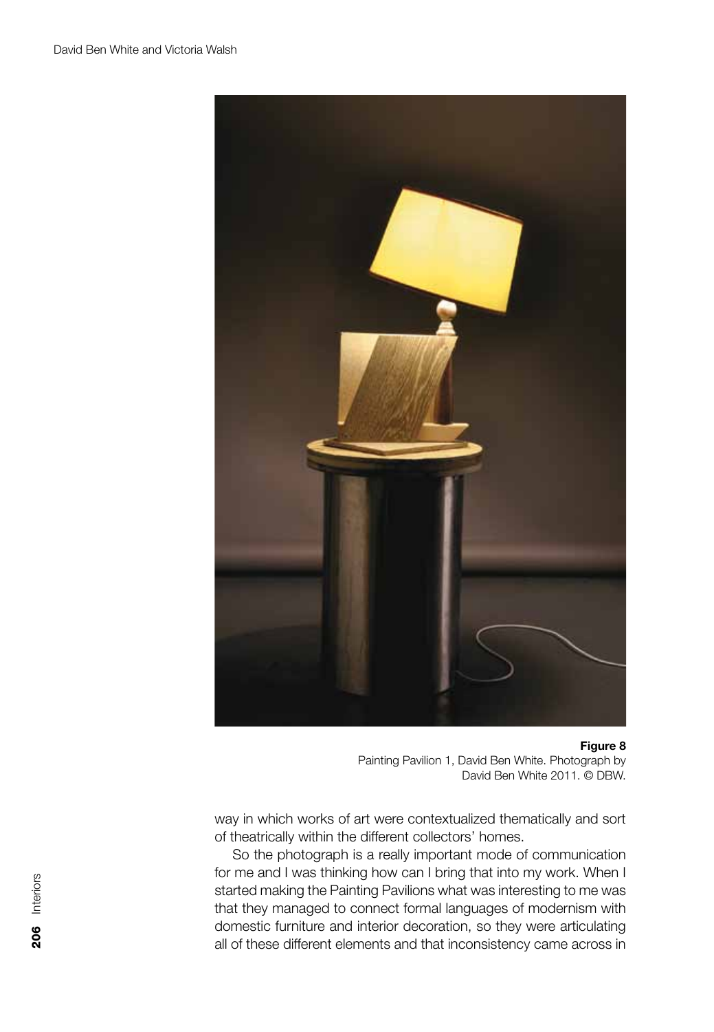**Figure 8**
Painting Pavilion 1, David Ben White. Photograph by David Ben White 2011. © DBW.

way in which works of art were contextualized thematically and sort of theatrically within the different collectors' homes.

So the photograph is a really important mode of communication for me and I was thinking how can I bring that into my work. When I started making the Painting Pavilions what was interesting to me was that they managed to connect formal languages of modernism with domestic furniture and interior decoration, so they were articulating all of these different elements and that inconsistency came across in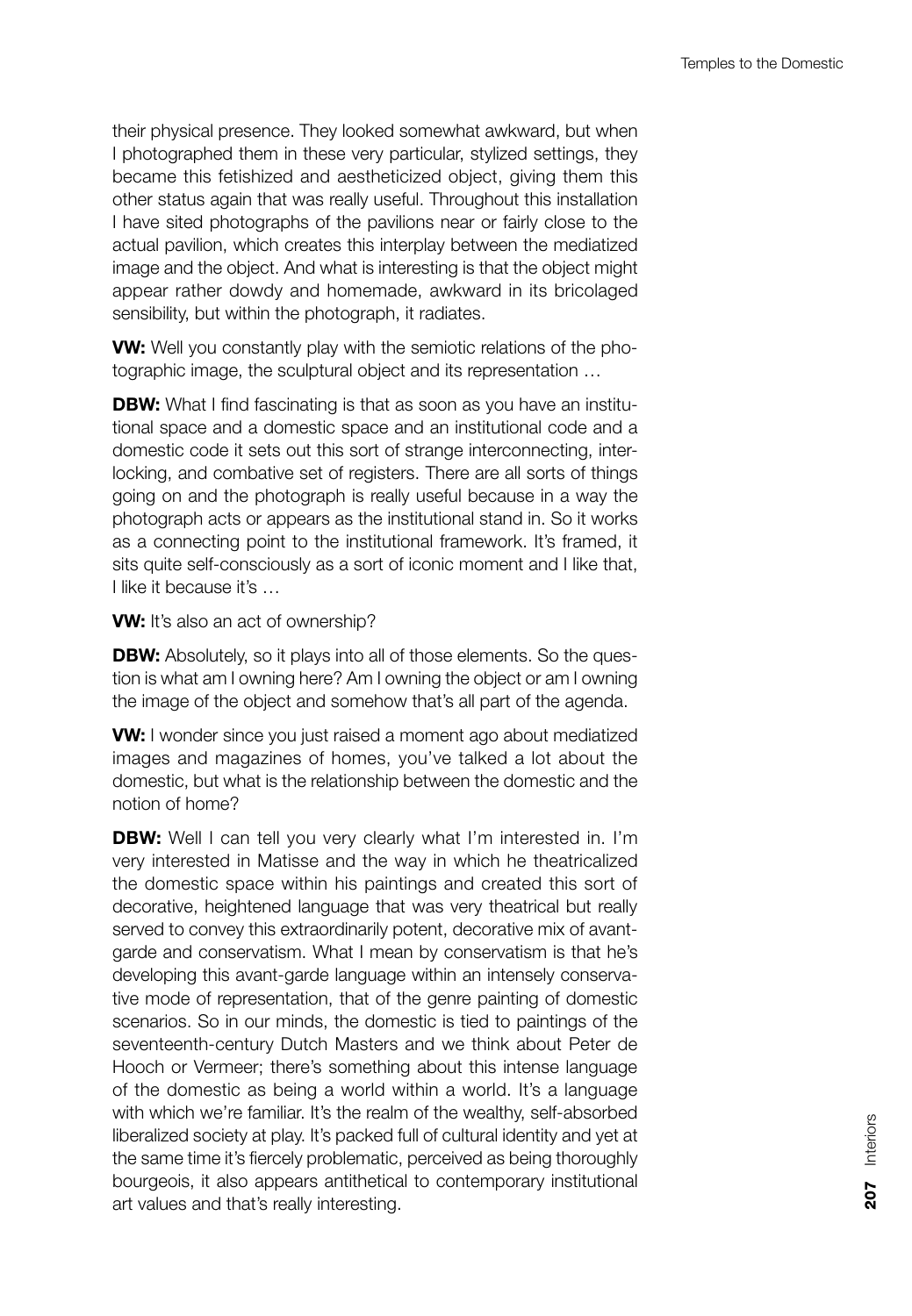their physical presence. They looked somewhat awkward, but when I photographed them in these very particular, stylized settings, they became this fetishized and aestheticized object, giving them this other status again that was really useful. Throughout this installation I have sited photographs of the pavilions near or fairly close to the actual pavilion, which creates this interplay between the mediatized image and the object. And what is interesting is that the object might appear rather dowdy and homemade, awkward in its bricolaged sensibility, but within the photograph, it radiates.

**VW:** Well you constantly play with the semiotic relations of the photographic image, the sculptural object and its representation …

**DBW:** What I find fascinating is that as soon as you have an institutional space and a domestic space and an institutional code and a domestic code it sets out this sort of strange interconnecting, interlocking, and combative set of registers. There are all sorts of things going on and the photograph is really useful because in a way the photograph acts or appears as the institutional stand in. So it works as a connecting point to the institutional framework. It's framed, it sits quite self-consciously as a sort of iconic moment and I like that, I like it because it's …

**VW:** It's also an act of ownership?

**DBW:** Absolutely, so it plays into all of those elements. So the question is what am I owning here? Am I owning the object or am I owning the image of the object and somehow that's all part of the agenda.

**VW:** I wonder since you just raised a moment ago about mediatized images and magazines of homes, you've talked a lot about the domestic, but what is the relationship between the domestic and the notion of home?

**DBW:** Well I can tell you very clearly what I'm interested in. I'm very interested in Matisse and the way in which he theatricalized the domestic space within his paintings and created this sort of decorative, heightened language that was very theatrical but really served to convey this extraordinarily potent, decorative mix of avant-garde and conservatism. What I mean by conservatism is that he's developing this avant-garde language within an intensely conservative mode of representation, that of the genre painting of domestic scenarios. So in our minds, the domestic is tied to paintings of the seventeenth-century Dutch Masters and we think about Peter de Hooch or Vermeer; there's something about this intense language of the domestic as being a world within a world. It's a language with which we're familiar. It's the realm of the wealthy, self-absorbed liberalized society at play. It's packed full of cultural identity and yet at the same time it's fiercely problematic, perceived as being thoroughly bourgeois, it also appears antithetical to contemporary institutional art values and that's really interesting.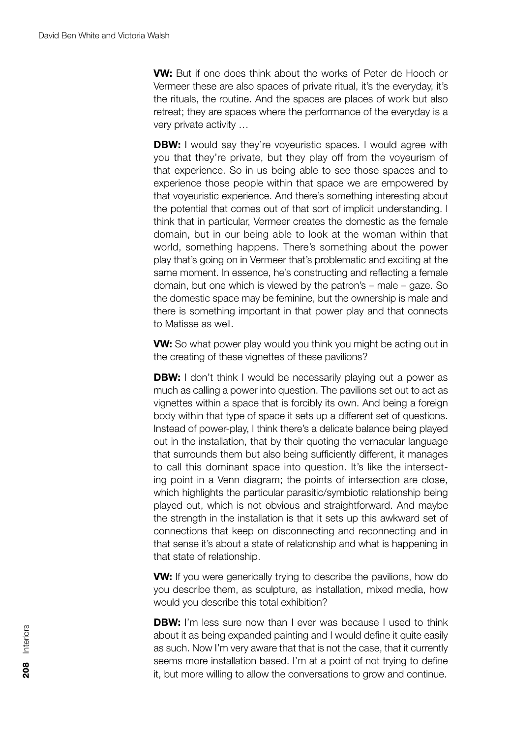**VW:** But if one does think about the works of Peter de Hooch or Vermeer these are also spaces of private ritual, it's the everyday, it's the rituals, the routine. And the spaces are places of work but also retreat; they are spaces where the performance of the everyday is a very private activity …

**DBW:** I would say they're voyeuristic spaces. I would agree with you that they're private, but they play off from the voyeurism of that experience. So in us being able to see those spaces and to experience those people within that space we are empowered by that voyeuristic experience. And there's something interesting about the potential that comes out of that sort of implicit understanding. I think that in particular, Vermeer creates the domestic as the female domain, but in our being able to look at the woman within that world, something happens. There's something about the power play that's going on in Vermeer that's problematic and exciting at the same moment. In essence, he's constructing and reflecting a female domain, but one which is viewed by the patron's – male – gaze. So the domestic space may be feminine, but the ownership is male and there is something important in that power play and that connects to Matisse as well.

**VW:** So what power play would you think you might be acting out in the creating of these vignettes of these pavilions?

**DBW:** I don't think I would be necessarily playing out a power as much as calling a power into question. The pavilions set out to act as vignettes within a space that is forcibly its own. And being a foreign body within that type of space it sets up a different set of questions. Instead of power-play, I think there's a delicate balance being played out in the installation, that by their quoting the vernacular language that surrounds them but also being sufficiently different, it manages to call this dominant space into question. It's like the intersecting point in a Venn diagram; the points of intersection are close, which highlights the particular parasitic/symbiotic relationship being played out, which is not obvious and straightforward. And maybe the strength in the installation is that it sets up this awkward set of connections that keep on disconnecting and reconnecting and in that sense it's about a state of relationship and what is happening in that state of relationship.

**VW:** If you were generically trying to describe the pavilions, how do you describe them, as sculpture, as installation, mixed media, how would you describe this total exhibition?

**DBW:** I'm less sure now than I ever was because I used to think about it as being expanded painting and I would define it quite easily as such. Now I'm very aware that that is not the case, that it currently seems more installation based. I'm at a point of not trying to define it, but more willing to allow the conversations to grow and continue.